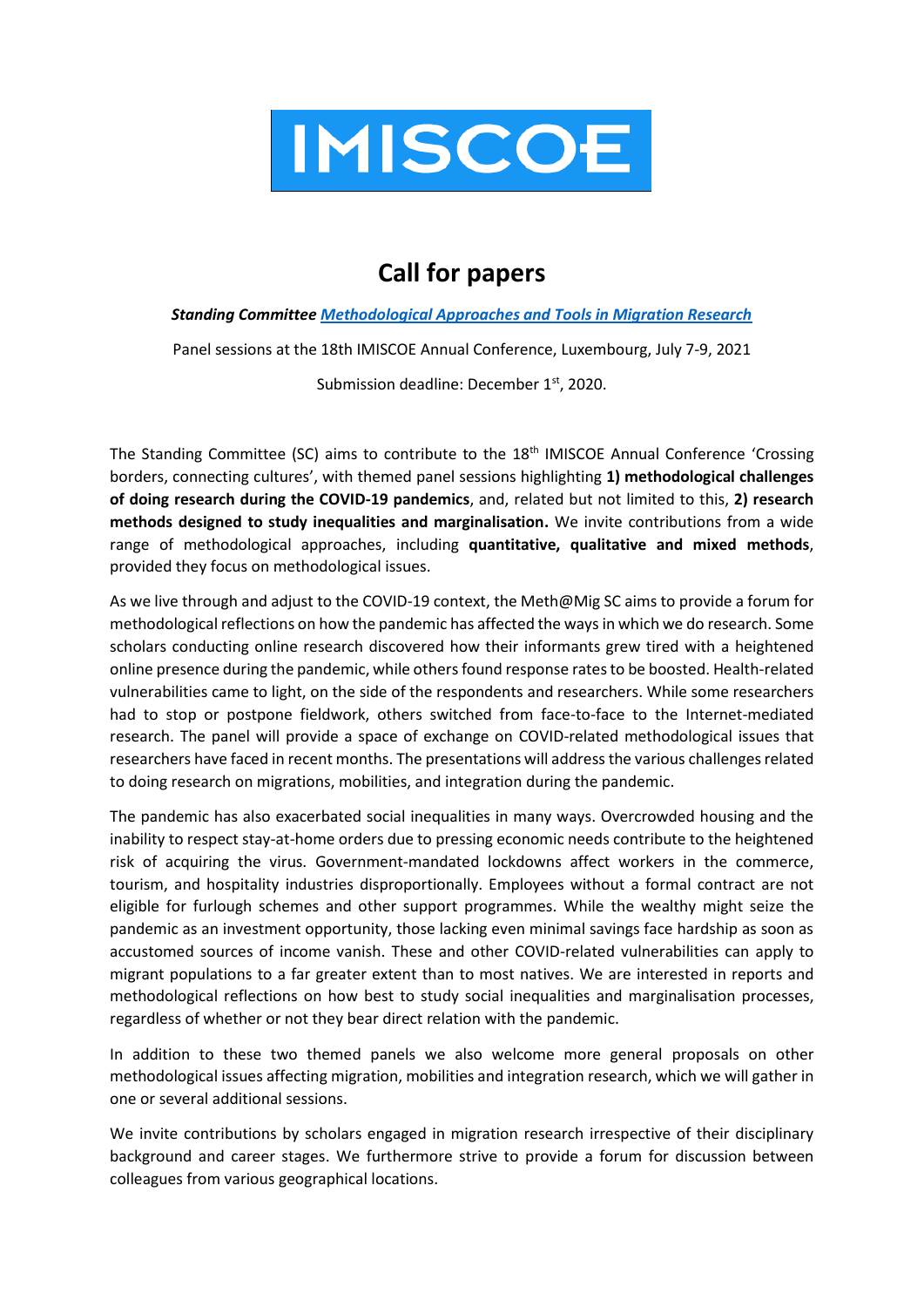IMISCOE

# Call for papers

***Standing Committee [Methodological Approaches and Tools in Migration Research]()***

Panel sessions at the 18th IMISCOE Annual Conference, Luxembourg, July 7-9, 2021

Submission deadline: December 1st, 2020.

The Standing Committee (SC) aims to contribute to the 18th IMISCOE Annual Conference 'Crossing borders, connecting cultures', with themed panel sessions highlighting **1) methodological challenges of doing research during the COVID-19 pandemics**, and, related but not limited to this, **2) research methods designed to study inequalities and marginalisation.** We invite contributions from a wide range of methodological approaches, including **quantitative, qualitative and mixed methods**, provided they focus on methodological issues.

As we live through and adjust to the COVID-19 context, the Meth@Mig SC aims to provide a forum for methodological reflections on how the pandemic has affected the ways in which we do research. Some scholars conducting online research discovered how their informants grew tired with a heightened online presence during the pandemic, while others found response rates to be boosted. Health-related vulnerabilities came to light, on the side of the respondents and researchers. While some researchers had to stop or postpone fieldwork, others switched from face-to-face to the Internet-mediated research. The panel will provide a space of exchange on COVID-related methodological issues that researchers have faced in recent months. The presentations will address the various challenges related to doing research on migrations, mobilities, and integration during the pandemic.

The pandemic has also exacerbated social inequalities in many ways. Overcrowded housing and the inability to respect stay-at-home orders due to pressing economic needs contribute to the heightened risk of acquiring the virus. Government-mandated lockdowns affect workers in the commerce, tourism, and hospitality industries disproportionally. Employees without a formal contract are not eligible for furlough schemes and other support programmes. While the wealthy might seize the pandemic as an investment opportunity, those lacking even minimal savings face hardship as soon as accustomed sources of income vanish. These and other COVID-related vulnerabilities can apply to migrant populations to a far greater extent than to most natives. We are interested in reports and methodological reflections on how best to study social inequalities and marginalisation processes, regardless of whether or not they bear direct relation with the pandemic.

In addition to these two themed panels we also welcome more general proposals on other methodological issues affecting migration, mobilities and integration research, which we will gather in one or several additional sessions.

We invite contributions by scholars engaged in migration research irrespective of their disciplinary background and career stages. We furthermore strive to provide a forum for discussion between colleagues from various geographical locations.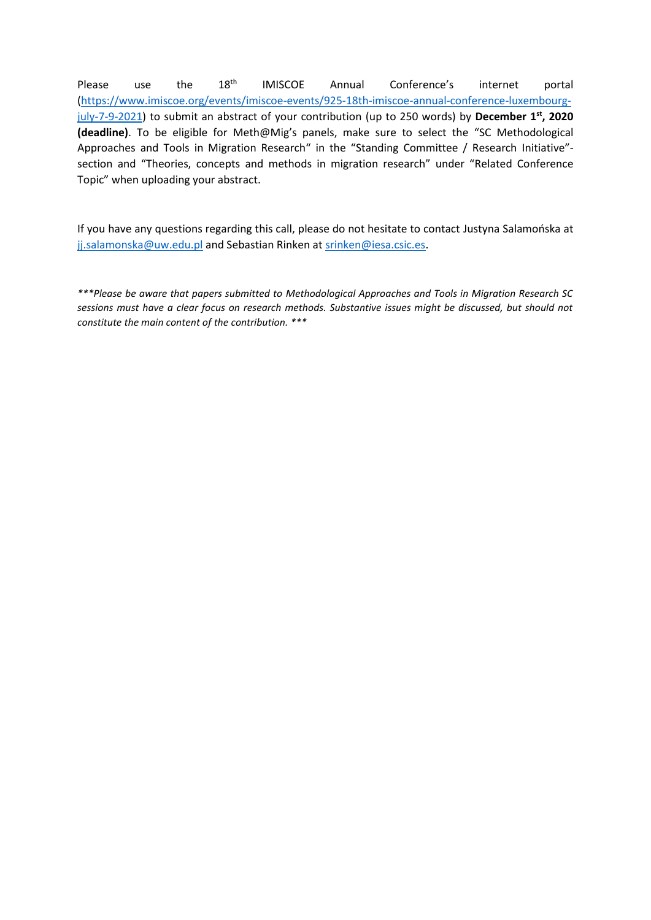Please use the 18th IMISCOE Annual Conference's internet portal (https://www.imiscoe.org/events/imiscoe-events/925-18th-imiscoe-annual-conference-luxembourg-july-7-9-2021) to submit an abstract of your contribution (up to 250 words) by **December 1st, 2020 (deadline)**. To be eligible for Meth@Mig's panels, make sure to select the "SC Methodological Approaches and Tools in Migration Research" in the "Standing Committee / Research Initiative"-section and "Theories, concepts and methods in migration research" under "Related Conference Topic" when uploading your abstract.

If you have any questions regarding this call, please do not hesitate to contact Justyna Salamońska at jj.salamonska@uw.edu.pl and Sebastian Rinken at srinken@iesa.csic.es.

****Please be aware that papers submitted to Methodological Approaches and Tools in Migration Research SC sessions must have a clear focus on research methods. Substantive issues might be discussed, but should not constitute the main content of the contribution. ****